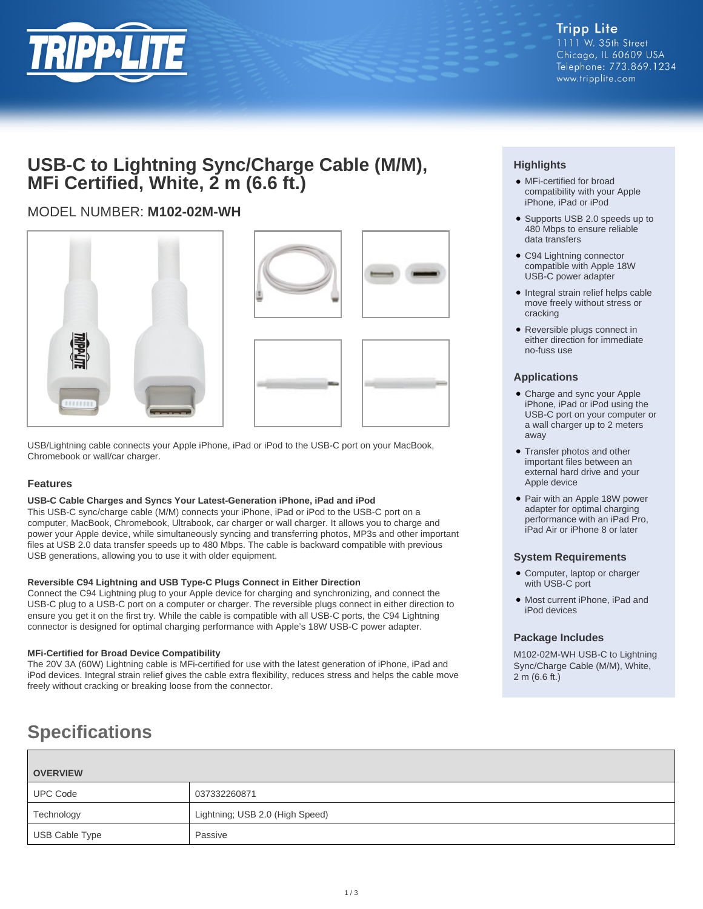Tripp Lite
1111 W. 35th Street
Chicago, IL 60609 USA
Telephone: 773.869.1234
www.tripplite.com

# USB-C to Lightning Sync/Charge Cable (M/M), MFi Certified, White, 2 m (6.6 ft.)

MODEL NUMBER: **M102-02M-WH**

USB/Lightning cable connects your Apple iPhone, iPad or iPod to the USB-C port on your MacBook, Chromebook or wall/car charger.

## Features

**USB-C Cable Charges and Syncs Your Latest-Generation iPhone, iPad and iPod**

This USB-C sync/charge cable (M/M) connects your iPhone, iPad or iPod to the USB-C port on a computer, MacBook, Chromebook, Ultrabook, car charger or wall charger. It allows you to charge and power your Apple device, while simultaneously syncing and transferring photos, MP3s and other important files at USB 2.0 data transfer speeds up to 480 Mbps. The cable is backward compatible with previous USB generations, allowing you to use it with older equipment.

**Reversible C94 Lightning and USB Type-C Plugs Connect in Either Direction**

Connect the C94 Lightning plug to your Apple device for charging and synchronizing, and connect the USB-C plug to a USB-C port on a computer or charger. The reversible plugs connect in either direction to ensure you get it on the first try. While the cable is compatible with all USB-C ports, the C94 Lightning connector is designed for optimal charging performance with Apple's 18W USB-C power adapter.

**MFi-Certified for Broad Device Compatibility**

The 20V 3A (60W) Lightning cable is MFi-certified for use with the latest generation of iPhone, iPad and iPod devices. Integral strain relief gives the cable extra flexibility, reduces stress and helps the cable move freely without cracking or breaking loose from the connector.

## Highlights

- MFi-certified for broad compatibility with your Apple iPhone, iPad or iPod
- Supports USB 2.0 speeds up to 480 Mbps to ensure reliable data transfers
- C94 Lightning connector compatible with Apple 18W USB-C power adapter
- Integral strain relief helps cable move freely without stress or cracking
- Reversible plugs connect in either direction for immediate no-fuss use

## Applications

- Charge and sync your Apple iPhone, iPad or iPod using the USB-C port on your computer or a wall charger up to 2 meters away
- Transfer photos and other important files between an external hard drive and your Apple device
- Pair with an Apple 18W power adapter for optimal charging performance with an iPad Pro, iPad Air or iPhone 8 or later

## System Requirements

- Computer, laptop or charger with USB-C port
- Most current iPhone, iPad and iPod devices

## Package Includes

M102-02M-WH USB-C to Lightning Sync/Charge Cable (M/M), White, 2 m (6.6 ft.)

# Specifications

| OVERVIEW | |
|---|---|
| UPC Code | 037332260871 |
| Technology | Lightning; USB 2.0 (High Speed) |
| USB Cable Type | Passive |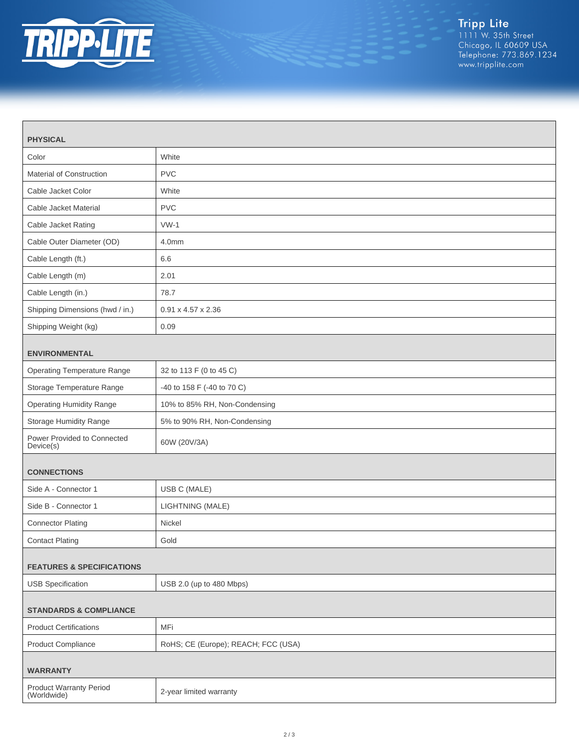## PHYSICAL

| | |
|---|---|
| Color | White |
| Material of Construction | PVC |
| Cable Jacket Color | White |
| Cable Jacket Material | PVC |
| Cable Jacket Rating | VW-1 |
| Cable Outer Diameter (OD) | 4.0mm |
| Cable Length (ft.) | 6.6 |
| Cable Length (m) | 2.01 |
| Cable Length (in.) | 78.7 |
| Shipping Dimensions (hwd / in.) | 0.91 x 4.57 x 2.36 |
| Shipping Weight (kg) | 0.09 |

## ENVIRONMENTAL

| | |
|---|---|
| Operating Temperature Range | 32 to 113 F (0 to 45 C) |
| Storage Temperature Range | -40 to 158 F (-40 to 70 C) |
| Operating Humidity Range | 10% to 85% RH, Non-Condensing |
| Storage Humidity Range | 5% to 90% RH, Non-Condensing |
| Power Provided to Connected Device(s) | 60W (20V/3A) |

## CONNECTIONS

| | |
|---|---|
| Side A - Connector 1 | USB C (MALE) |
| Side B - Connector 1 | LIGHTNING (MALE) |
| Connector Plating | Nickel |
| Contact Plating | Gold |

## FEATURES & SPECIFICATIONS

| | |
|---|---|
| USB Specification | USB 2.0 (up to 480 Mbps) |

## STANDARDS & COMPLIANCE

| | |
|---|---|
| Product Certifications | MFi |
| Product Compliance | RoHS; CE (Europe); REACH; FCC (USA) |

## WARRANTY

| | |
|---|---|
| Product Warranty Period (Worldwide) | 2-year limited warranty |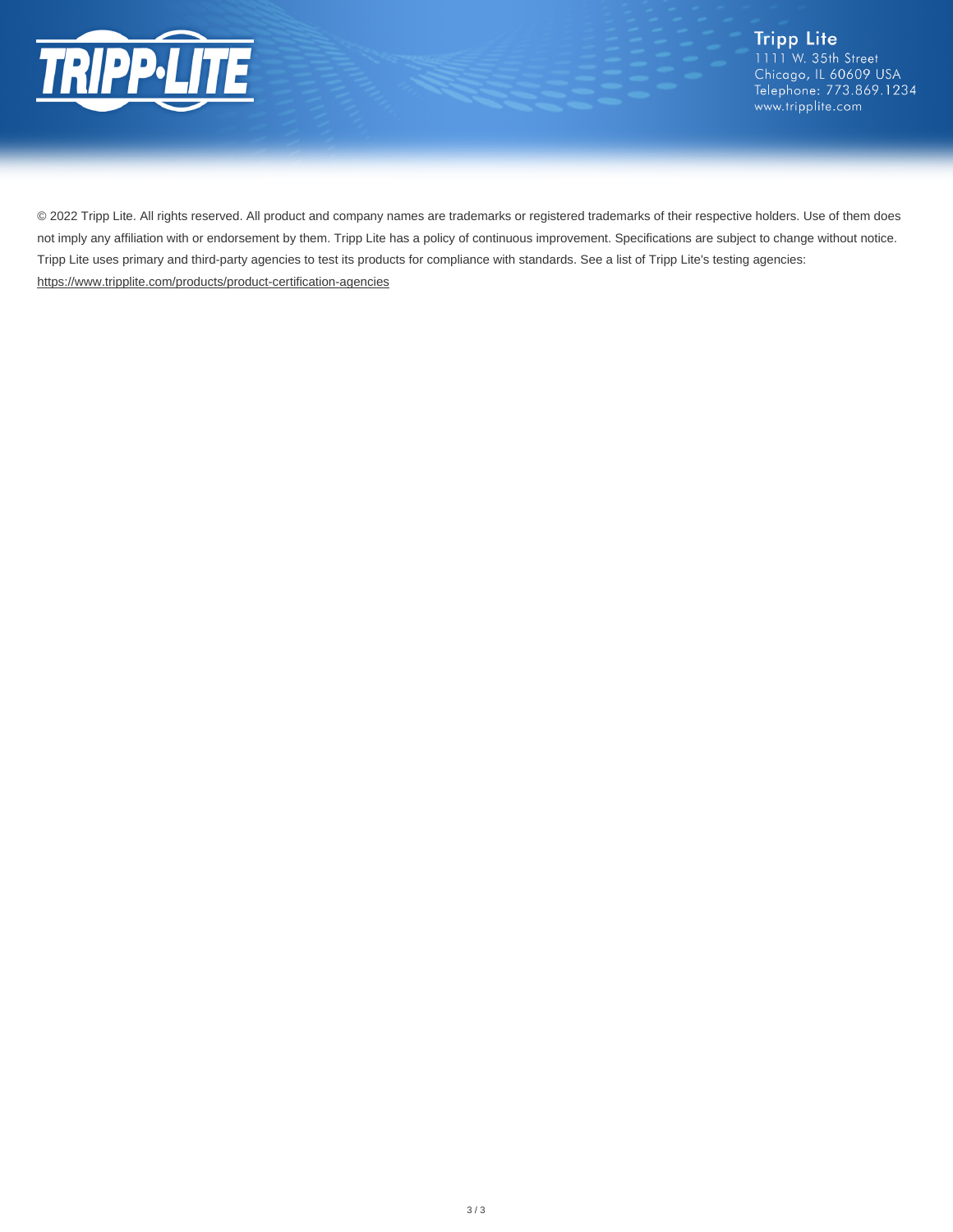Tripp Lite
1111 W. 35th Street
Chicago, IL 60609 USA
Telephone: 773.869.1234
www.tripplite.com

© 2022 Tripp Lite. All rights reserved. All product and company names are trademarks or registered trademarks of their respective holders. Use of them does not imply any affiliation with or endorsement by them. Tripp Lite has a policy of continuous improvement. Specifications are subject to change without notice. Tripp Lite uses primary and third-party agencies to test its products for compliance with standards. See a list of Tripp Lite's testing agencies: https://www.tripplite.com/products/product-certification-agencies